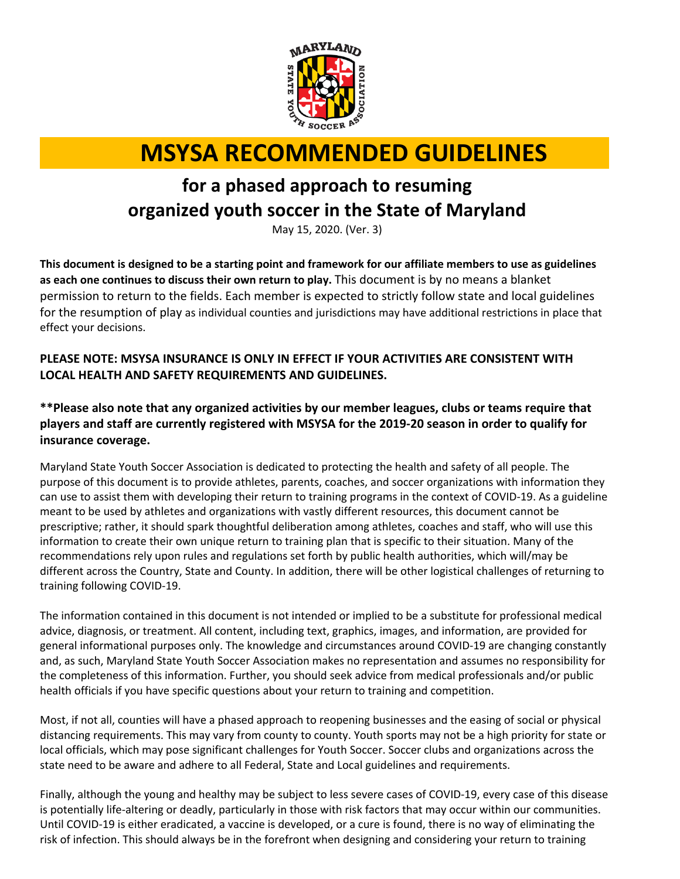# MSYSA RECOMMENDED GUIDELINES

## for a phased approach to resuming organized youth soccer in the State of Maryland

May 15, 2020. (Ver. 3)

**This document is designed to be a starting point and framework for our affiliate members to use as guidelines as each one continues to discuss their own return to play.** This document is by no means a blanket permission to return to the fields. Each member is expected to strictly follow state and local guidelines for the resumption of play as individual counties and jurisdictions may have additional restrictions in place that effect your decisions.

**PLEASE NOTE: MSYSA INSURANCE IS ONLY IN EFFECT IF YOUR ACTIVITIES ARE CONSISTENT WITH LOCAL HEALTH AND SAFETY REQUIREMENTS AND GUIDELINES.**

**\*\*Please also note that any organized activities by our member leagues, clubs or teams require that players and staff are currently registered with MSYSA for the 2019-20 season in order to qualify for insurance coverage.**

Maryland State Youth Soccer Association is dedicated to protecting the health and safety of all people. The purpose of this document is to provide athletes, parents, coaches, and soccer organizations with information they can use to assist them with developing their return to training programs in the context of COVID-19. As a guideline meant to be used by athletes and organizations with vastly different resources, this document cannot be prescriptive; rather, it should spark thoughtful deliberation among athletes, coaches and staff, who will use this information to create their own unique return to training plan that is specific to their situation. Many of the recommendations rely upon rules and regulations set forth by public health authorities, which will/may be different across the Country, State and County. In addition, there will be other logistical challenges of returning to training following COVID-19.

The information contained in this document is not intended or implied to be a substitute for professional medical advice, diagnosis, or treatment. All content, including text, graphics, images, and information, are provided for general informational purposes only. The knowledge and circumstances around COVID-19 are changing constantly and, as such, Maryland State Youth Soccer Association makes no representation and assumes no responsibility for the completeness of this information. Further, you should seek advice from medical professionals and/or public health officials if you have specific questions about your return to training and competition.

Most, if not all, counties will have a phased approach to reopening businesses and the easing of social or physical distancing requirements. This may vary from county to county. Youth sports may not be a high priority for state or local officials, which may pose significant challenges for Youth Soccer. Soccer clubs and organizations across the state need to be aware and adhere to all Federal, State and Local guidelines and requirements.

Finally, although the young and healthy may be subject to less severe cases of COVID-19, every case of this disease is potentially life-altering or deadly, particularly in those with risk factors that may occur within our communities. Until COVID-19 is either eradicated, a vaccine is developed, or a cure is found, there is no way of eliminating the risk of infection. This should always be in the forefront when designing and considering your return to training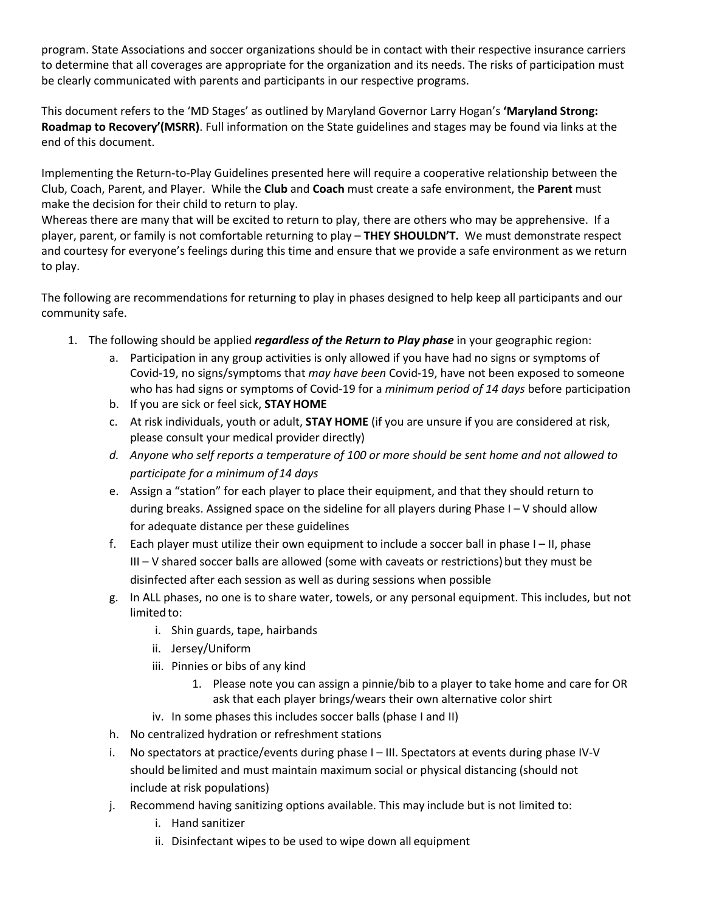program. State Associations and soccer organizations should be in contact with their respective insurance carriers to determine that all coverages are appropriate for the organization and its needs. The risks of participation must be clearly communicated with parents and participants in our respective programs.

This document refers to the 'MD Stages' as outlined by Maryland Governor Larry Hogan's **'Maryland Strong: Roadmap to Recovery'(MSRR)**. Full information on the State guidelines and stages may be found via links at the end of this document.

Implementing the Return-to-Play Guidelines presented here will require a cooperative relationship between the Club, Coach, Parent, and Player. While the **Club** and **Coach** must create a safe environment, the **Parent** must make the decision for their child to return to play.
Whereas there are many that will be excited to return to play, there are others who may be apprehensive. If a player, parent, or family is not comfortable returning to play – **THEY SHOULDN'T.** We must demonstrate respect and courtesy for everyone's feelings during this time and ensure that we provide a safe environment as we return to play.

The following are recommendations for returning to play in phases designed to help keep all participants and our community safe.

1. The following should be applied ***regardless of the Return to Play phase*** in your geographic region:
   a. Participation in any group activities is only allowed if you have had no signs or symptoms of Covid-19, no signs/symptoms that *may have been* Covid-19, have not been exposed to someone who has had signs or symptoms of Covid-19 for a *minimum period of 14 days* before participation
   b. If you are sick or feel sick, **STAY HOME**
   c. At risk individuals, youth or adult, **STAY HOME** (if you are unsure if you are considered at risk, please consult your medical provider directly)
   d. *Anyone who self reports a temperature of 100 or more should be sent home and not allowed to participate for a minimum of 14 days*
   e. Assign a "station" for each player to place their equipment, and that they should return to during breaks. Assigned space on the sideline for all players during Phase I – V should allow for adequate distance per these guidelines
   f. Each player must utilize their own equipment to include a soccer ball in phase I – II, phase III – V shared soccer balls are allowed (some with caveats or restrictions) but they must be disinfected after each session as well as during sessions when possible
   g. In ALL phases, no one is to share water, towels, or any personal equipment. This includes, but not limited to:
      i. Shin guards, tape, hairbands
      ii. Jersey/Uniform
      iii. Pinnies or bibs of any kind
         1. Please note you can assign a pinnie/bib to a player to take home and care for OR ask that each player brings/wears their own alternative color shirt
      iv. In some phases this includes soccer balls (phase I and II)
   h. No centralized hydration or refreshment stations
   i. No spectators at practice/events during phase I – III. Spectators at events during phase IV-V should be limited and must maintain maximum social or physical distancing (should not include at risk populations)
   j. Recommend having sanitizing options available. This may include but is not limited to:
      i. Hand sanitizer
      ii. Disinfectant wipes to be used to wipe down all equipment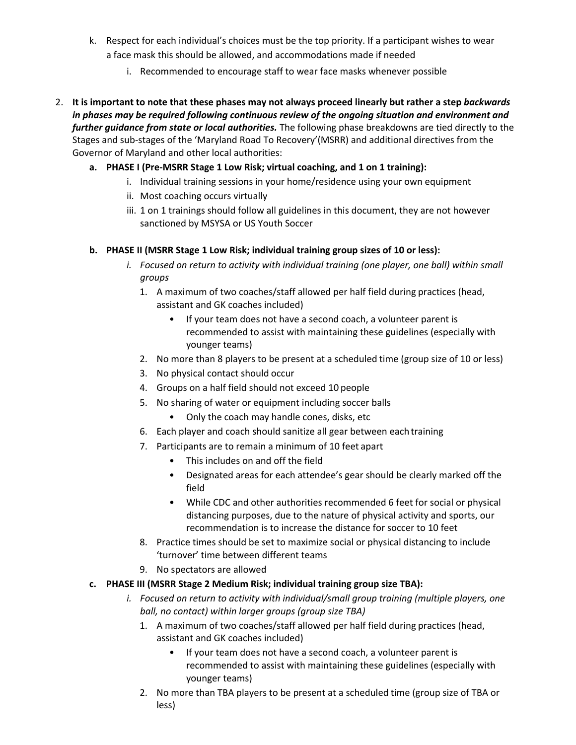k. Respect for each individual's choices must be the top priority. If a participant wishes to wear a face mask this should be allowed, and accommodations made if needed

   i. Recommended to encourage staff to wear face masks whenever possible

2. **It is important to note that these phases may not always proceed linearly but rather a step *backwards in phases may be required following continuous review of the ongoing situation and environment and further guidance from state or local authorities.*** The following phase breakdowns are tied directly to the Stages and sub-stages of the 'Maryland Road To Recovery'(MSRR) and additional directives from the Governor of Maryland and other local authorities:

   a. **PHASE I (Pre-MSRR Stage 1 Low Risk; virtual coaching, and 1 on 1 training):**

      i. Individual training sessions in your home/residence using your own equipment

      ii. Most coaching occurs virtually

      iii. 1 on 1 trainings should follow all guidelines in this document, they are not however sanctioned by MSYSA or US Youth Soccer

   b. **PHASE II (MSRR Stage 1 Low Risk; individual training group sizes of 10 or less):**

      i. *Focused on return to activity with individual training (one player, one ball) within small groups*

         1. A maximum of two coaches/staff allowed per half field during practices (head, assistant and GK coaches included)
            - If your team does not have a second coach, a volunteer parent is recommended to assist with maintaining these guidelines (especially with younger teams)
         2. No more than 8 players to be present at a scheduled time (group size of 10 or less)
         3. No physical contact should occur
         4. Groups on a half field should not exceed 10 people
         5. No sharing of water or equipment including soccer balls
            - Only the coach may handle cones, disks, etc
         6. Each player and coach should sanitize all gear between each training
         7. Participants are to remain a minimum of 10 feet apart
            - This includes on and off the field
            - Designated areas for each attendee's gear should be clearly marked off the field
            - While CDC and other authorities recommended 6 feet for social or physical distancing purposes, due to the nature of physical activity and sports, our recommendation is to increase the distance for soccer to 10 feet
         8. Practice times should be set to maximize social or physical distancing to include 'turnover' time between different teams
         9. No spectators are allowed

   c. **PHASE III (MSRR Stage 2 Medium Risk; individual training group size TBA):**

      i. *Focused on return to activity with individual/small group training (multiple players, one ball, no contact) within larger groups (group size TBA)*

         1. A maximum of two coaches/staff allowed per half field during practices (head, assistant and GK coaches included)
            - If your team does not have a second coach, a volunteer parent is recommended to assist with maintaining these guidelines (especially with younger teams)
         2. No more than TBA players to be present at a scheduled time (group size of TBA or less)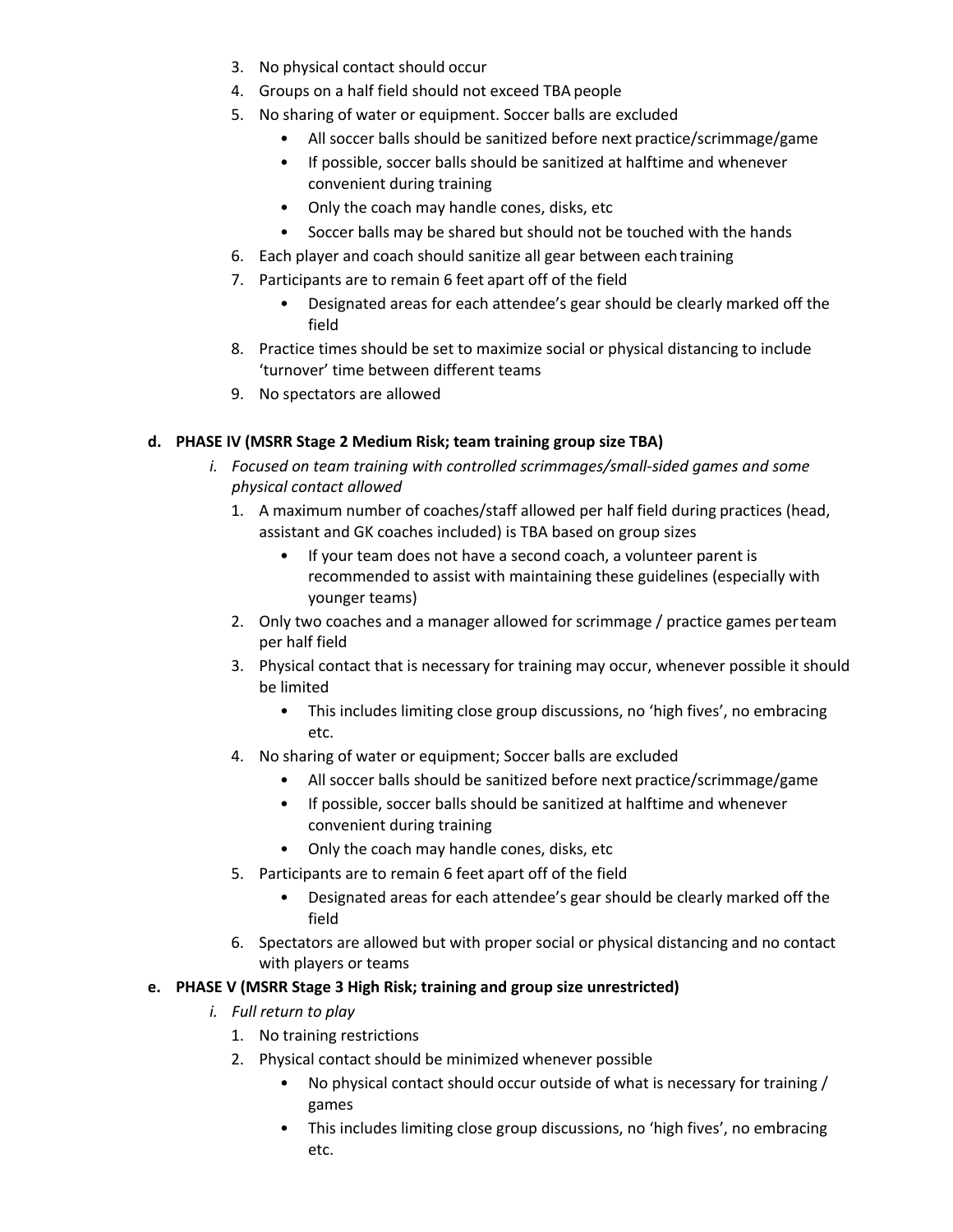3. No physical contact should occur
4. Groups on a half field should not exceed TBA people
5. No sharing of water or equipment. Soccer balls are excluded
    - All soccer balls should be sanitized before next practice/scrimmage/game
    - If possible, soccer balls should be sanitized at halftime and whenever convenient during training
    - Only the coach may handle cones, disks, etc
    - Soccer balls may be shared but should not be touched with the hands
6. Each player and coach should sanitize all gear between each training
7. Participants are to remain 6 feet apart off of the field
    - Designated areas for each attendee's gear should be clearly marked off the field
8. Practice times should be set to maximize social or physical distancing to include 'turnover' time between different teams
9. No spectators are allowed

**d. PHASE IV (MSRR Stage 2 Medium Risk; team training group size TBA)**

*i. Focused on team training with controlled scrimmages/small-sided games and some physical contact allowed*

1. A maximum number of coaches/staff allowed per half field during practices (head, assistant and GK coaches included) is TBA based on group sizes
    - If your team does not have a second coach, a volunteer parent is recommended to assist with maintaining these guidelines (especially with younger teams)
2. Only two coaches and a manager allowed for scrimmage / practice games per team per half field
3. Physical contact that is necessary for training may occur, whenever possible it should be limited
    - This includes limiting close group discussions, no 'high fives', no embracing etc.
4. No sharing of water or equipment; Soccer balls are excluded
    - All soccer balls should be sanitized before next practice/scrimmage/game
    - If possible, soccer balls should be sanitized at halftime and whenever convenient during training
    - Only the coach may handle cones, disks, etc
5. Participants are to remain 6 feet apart off of the field
    - Designated areas for each attendee's gear should be clearly marked off the field
6. Spectators are allowed but with proper social or physical distancing and no contact with players or teams

**e. PHASE V (MSRR Stage 3 High Risk; training and group size unrestricted)**

*i. Full return to play*

1. No training restrictions
2. Physical contact should be minimized whenever possible
    - No physical contact should occur outside of what is necessary for training / games
    - This includes limiting close group discussions, no 'high fives', no embracing etc.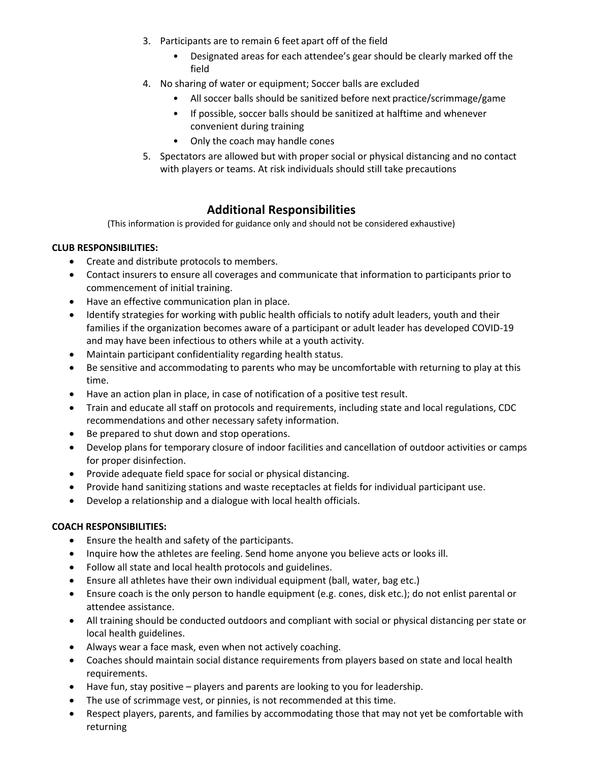3. Participants are to remain 6 feet apart off of the field
    - Designated areas for each attendee's gear should be clearly marked off the field
4. No sharing of water or equipment; Soccer balls are excluded
    - All soccer balls should be sanitized before next practice/scrimmage/game
    - If possible, soccer balls should be sanitized at halftime and whenever convenient during training
    - Only the coach may handle cones
5. Spectators are allowed but with proper social or physical distancing and no contact with players or teams. At risk individuals should still take precautions

## Additional Responsibilities

(This information is provided for guidance only and should not be considered exhaustive)

**CLUB RESPONSIBILITIES:**

- Create and distribute protocols to members.
- Contact insurers to ensure all coverages and communicate that information to participants prior to commencement of initial training.
- Have an effective communication plan in place.
- Identify strategies for working with public health officials to notify adult leaders, youth and their families if the organization becomes aware of a participant or adult leader has developed COVID-19 and may have been infectious to others while at a youth activity.
- Maintain participant confidentiality regarding health status.
- Be sensitive and accommodating to parents who may be uncomfortable with returning to play at this time.
- Have an action plan in place, in case of notification of a positive test result.
- Train and educate all staff on protocols and requirements, including state and local regulations, CDC recommendations and other necessary safety information.
- Be prepared to shut down and stop operations.
- Develop plans for temporary closure of indoor facilities and cancellation of outdoor activities or camps for proper disinfection.
- Provide adequate field space for social or physical distancing.
- Provide hand sanitizing stations and waste receptacles at fields for individual participant use.
- Develop a relationship and a dialogue with local health officials.

**COACH RESPONSIBILITIES:**

- Ensure the health and safety of the participants.
- Inquire how the athletes are feeling. Send home anyone you believe acts or looks ill.
- Follow all state and local health protocols and guidelines.
- Ensure all athletes have their own individual equipment (ball, water, bag etc.)
- Ensure coach is the only person to handle equipment (e.g. cones, disk etc.); do not enlist parental or attendee assistance.
- All training should be conducted outdoors and compliant with social or physical distancing per state or local health guidelines.
- Always wear a face mask, even when not actively coaching.
- Coaches should maintain social distance requirements from players based on state and local health requirements.
- Have fun, stay positive – players and parents are looking to you for leadership.
- The use of scrimmage vest, or pinnies, is not recommended at this time.
- Respect players, parents, and families by accommodating those that may not yet be comfortable with returning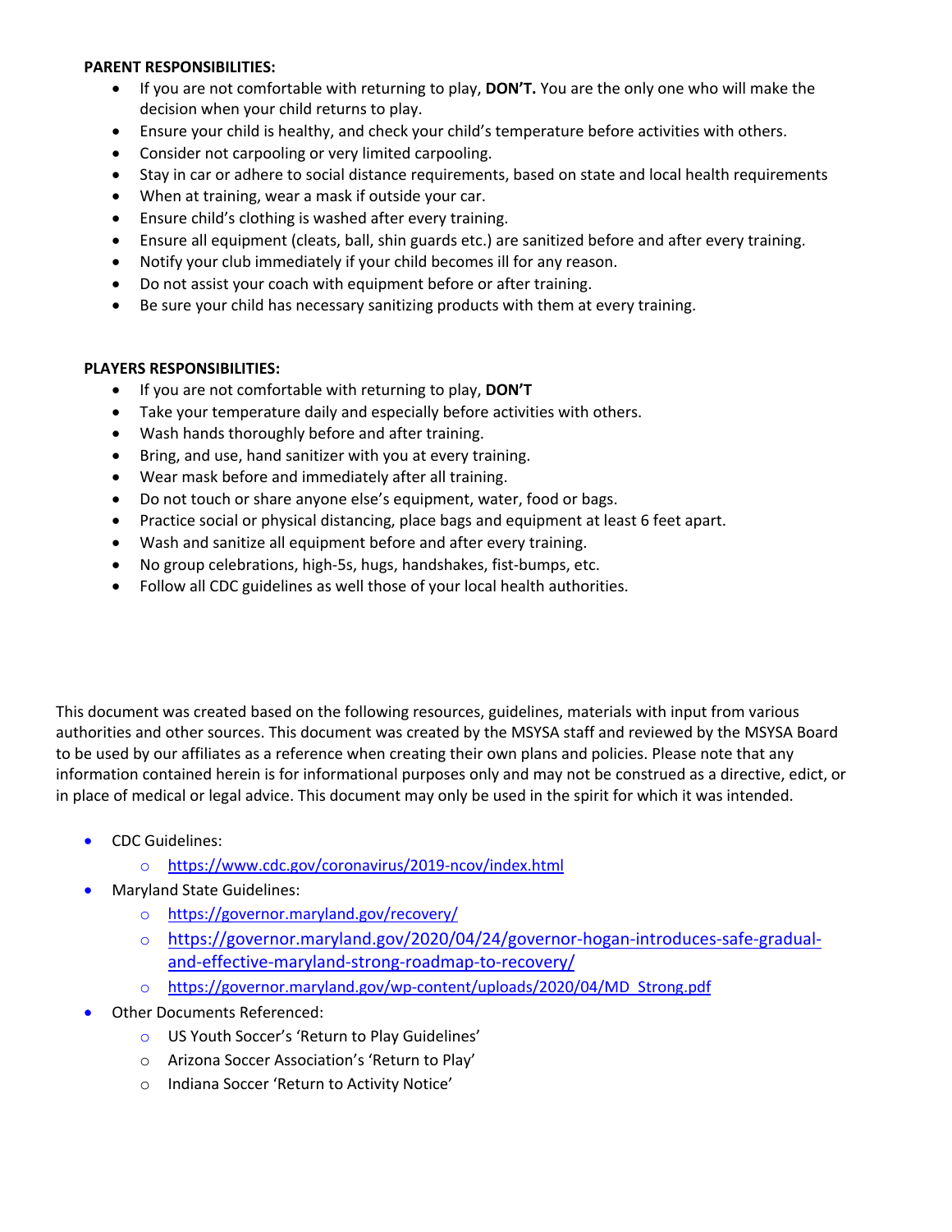**PARENT RESPONSIBILITIES:**

- If you are not comfortable with returning to play, **DON'T.** You are the only one who will make the decision when your child returns to play.
- Ensure your child is healthy, and check your child's temperature before activities with others.
- Consider not carpooling or very limited carpooling.
- Stay in car or adhere to social distance requirements, based on state and local health requirements
- When at training, wear a mask if outside your car.
- Ensure child's clothing is washed after every training.
- Ensure all equipment (cleats, ball, shin guards etc.) are sanitized before and after every training.
- Notify your club immediately if your child becomes ill for any reason.
- Do not assist your coach with equipment before or after training.
- Be sure your child has necessary sanitizing products with them at every training.

**PLAYERS RESPONSIBILITIES:**

- If you are not comfortable with returning to play, **DON'T**
- Take your temperature daily and especially before activities with others.
- Wash hands thoroughly before and after training.
- Bring, and use, hand sanitizer with you at every training.
- Wear mask before and immediately after all training.
- Do not touch or share anyone else's equipment, water, food or bags.
- Practice social or physical distancing, place bags and equipment at least 6 feet apart.
- Wash and sanitize all equipment before and after every training.
- No group celebrations, high-5s, hugs, handshakes, fist-bumps, etc.
- Follow all CDC guidelines as well those of your local health authorities.

This document was created based on the following resources, guidelines, materials with input from various authorities and other sources. This document was created by the MSYSA staff and reviewed by the MSYSA Board to be used by our affiliates as a reference when creating their own plans and policies. Please note that any information contained herein is for informational purposes only and may not be construed as a directive, edict, or in place of medical or legal advice. This document may only be used in the spirit for which it was intended.

- CDC Guidelines:
  - https://www.cdc.gov/coronavirus/2019-ncov/index.html
- Maryland State Guidelines:
  - https://governor.maryland.gov/recovery/
  - https://governor.maryland.gov/2020/04/24/governor-hogan-introduces-safe-gradual-and-effective-maryland-strong-roadmap-to-recovery/
  - https://governor.maryland.gov/wp-content/uploads/2020/04/MD_Strong.pdf
- Other Documents Referenced:
  - US Youth Soccer's 'Return to Play Guidelines'
  - Arizona Soccer Association's 'Return to Play'
  - Indiana Soccer 'Return to Activity Notice'